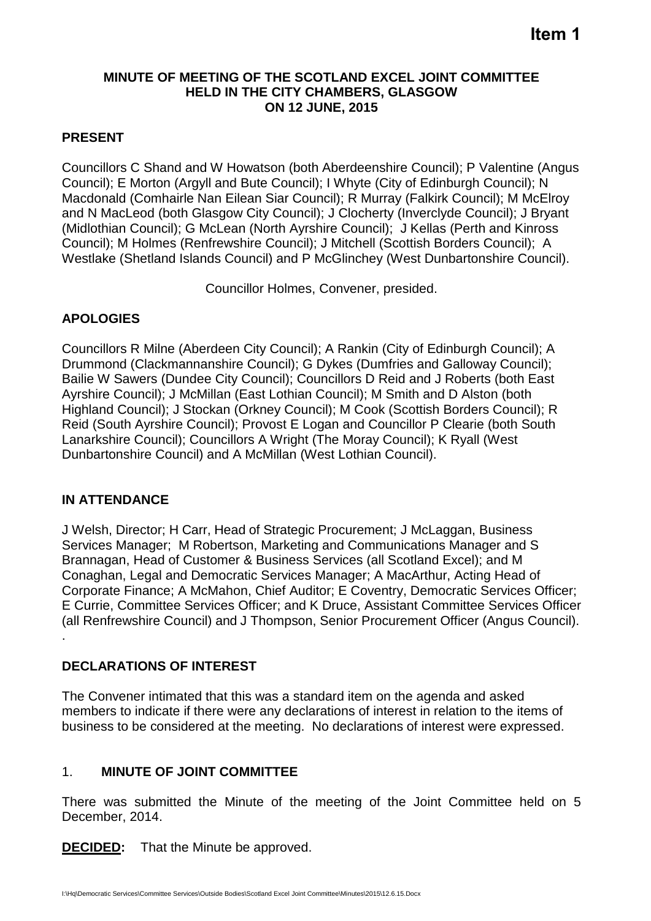**Item 1**

# MINUTE OF MEETING OF THE SCOTLAND EXCEL JOINT COMMITTEE HELD IN THE CITY CHAMBERS, GLASGOW ON 12 JUNE, 2015

## PRESENT

Councillors C Shand and W Howatson (both Aberdeenshire Council); P Valentine (Angus Council); E Morton (Argyll and Bute Council); I Whyte (City of Edinburgh Council); N Macdonald (Comhairle Nan Eilean Siar Council); R Murray (Falkirk Council); M McElroy and N MacLeod (both Glasgow City Council); J Clocherty (Inverclyde Council); J Bryant (Midlothian Council); G McLean (North Ayrshire Council); J Kellas (Perth and Kinross Council); M Holmes (Renfrewshire Council); J Mitchell (Scottish Borders Council); A Westlake (Shetland Islands Council) and P McGlinchey (West Dunbartonshire Council).

Councillor Holmes, Convener, presided.

## APOLOGIES

Councillors R Milne (Aberdeen City Council); A Rankin (City of Edinburgh Council); A Drummond (Clackmannanshire Council); G Dykes (Dumfries and Galloway Council); Bailie W Sawers (Dundee City Council); Councillors D Reid and J Roberts (both East Ayrshire Council); J McMillan (East Lothian Council); M Smith and D Alston (both Highland Council); J Stockan (Orkney Council); M Cook (Scottish Borders Council); R Reid (South Ayrshire Council); Provost E Logan and Councillor P Clearie (both South Lanarkshire Council); Councillors A Wright (The Moray Council); K Ryall (West Dunbartonshire Council) and A McMillan (West Lothian Council).

## IN ATTENDANCE

J Welsh, Director; H Carr, Head of Strategic Procurement; J McLaggan, Business Services Manager; M Robertson, Marketing and Communications Manager and S Brannagan, Head of Customer & Business Services (all Scotland Excel); and M Conaghan, Legal and Democratic Services Manager; A MacArthur, Acting Head of Corporate Finance; A McMahon, Chief Auditor; E Coventry, Democratic Services Officer; E Currie, Committee Services Officer; and K Druce, Assistant Committee Services Officer (all Renfrewshire Council) and J Thompson, Senior Procurement Officer (Angus Council).
.

## DECLARATIONS OF INTEREST

The Convener intimated that this was a standard item on the agenda and asked members to indicate if there were any declarations of interest in relation to the items of business to be considered at the meeting. No declarations of interest were expressed.

## 1. MINUTE OF JOINT COMMITTEE

There was submitted the Minute of the meeting of the Joint Committee held on 5 December, 2014.

**DECIDED:** That the Minute be approved.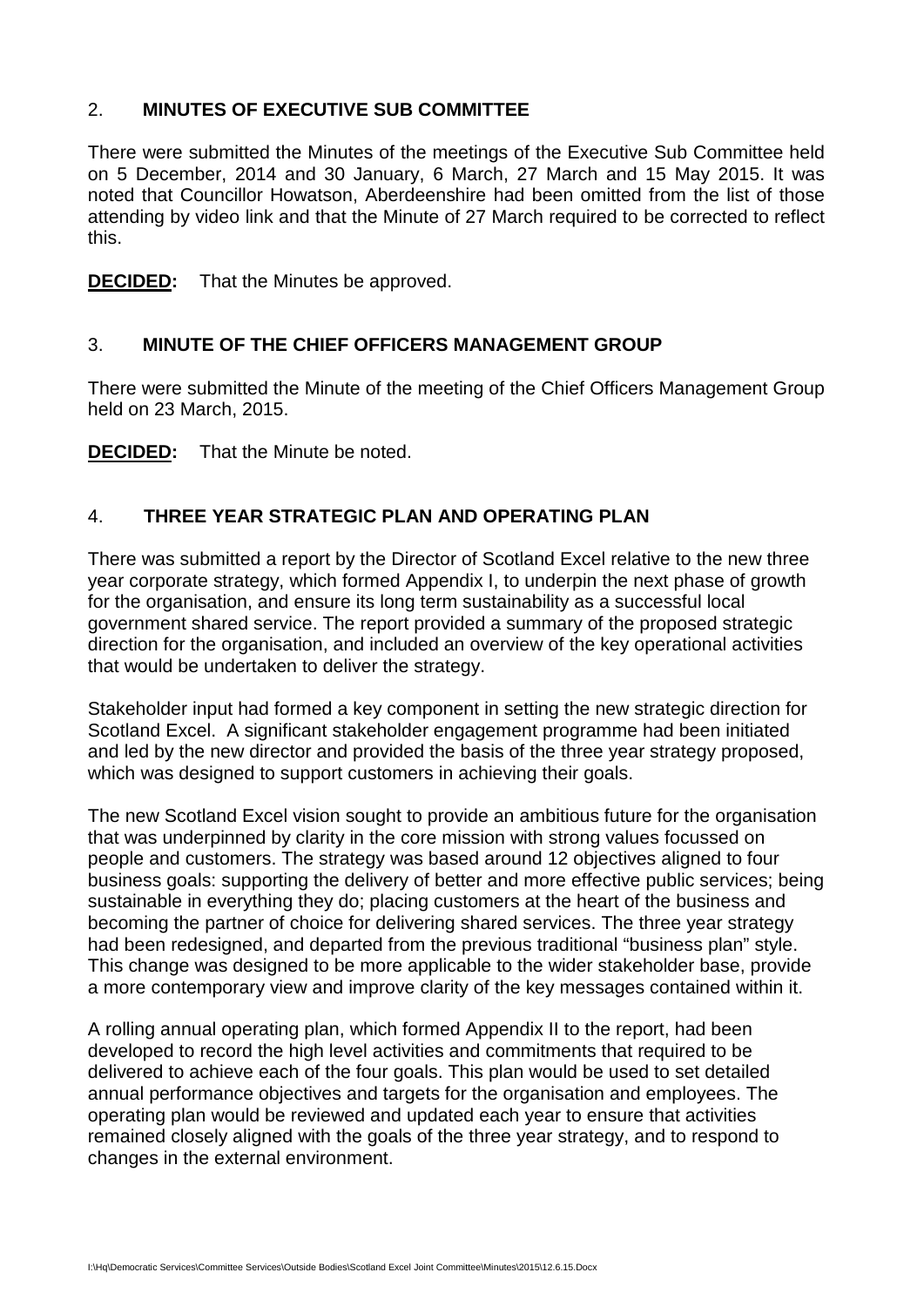## 2. MINUTES OF EXECUTIVE SUB COMMITTEE

There were submitted the Minutes of the meetings of the Executive Sub Committee held on 5 December, 2014 and 30 January, 6 March, 27 March and 15 May 2015. It was noted that Councillor Howatson, Aberdeenshire had been omitted from the list of those attending by video link and that the Minute of 27 March required to be corrected to reflect this.

**DECIDED:** That the Minutes be approved.

## 3. MINUTE OF THE CHIEF OFFICERS MANAGEMENT GROUP

There were submitted the Minute of the meeting of the Chief Officers Management Group held on 23 March, 2015.

**DECIDED:** That the Minute be noted.

## 4. THREE YEAR STRATEGIC PLAN AND OPERATING PLAN

There was submitted a report by the Director of Scotland Excel relative to the new three year corporate strategy, which formed Appendix I, to underpin the next phase of growth for the organisation, and ensure its long term sustainability as a successful local government shared service. The report provided a summary of the proposed strategic direction for the organisation, and included an overview of the key operational activities that would be undertaken to deliver the strategy.

Stakeholder input had formed a key component in setting the new strategic direction for Scotland Excel. A significant stakeholder engagement programme had been initiated and led by the new director and provided the basis of the three year strategy proposed, which was designed to support customers in achieving their goals.

The new Scotland Excel vision sought to provide an ambitious future for the organisation that was underpinned by clarity in the core mission with strong values focussed on people and customers. The strategy was based around 12 objectives aligned to four business goals: supporting the delivery of better and more effective public services; being sustainable in everything they do; placing customers at the heart of the business and becoming the partner of choice for delivering shared services. The three year strategy had been redesigned, and departed from the previous traditional "business plan" style. This change was designed to be more applicable to the wider stakeholder base, provide a more contemporary view and improve clarity of the key messages contained within it.

A rolling annual operating plan, which formed Appendix II to the report, had been developed to record the high level activities and commitments that required to be delivered to achieve each of the four goals. This plan would be used to set detailed annual performance objectives and targets for the organisation and employees. The operating plan would be reviewed and updated each year to ensure that activities remained closely aligned with the goals of the three year strategy, and to respond to changes in the external environment.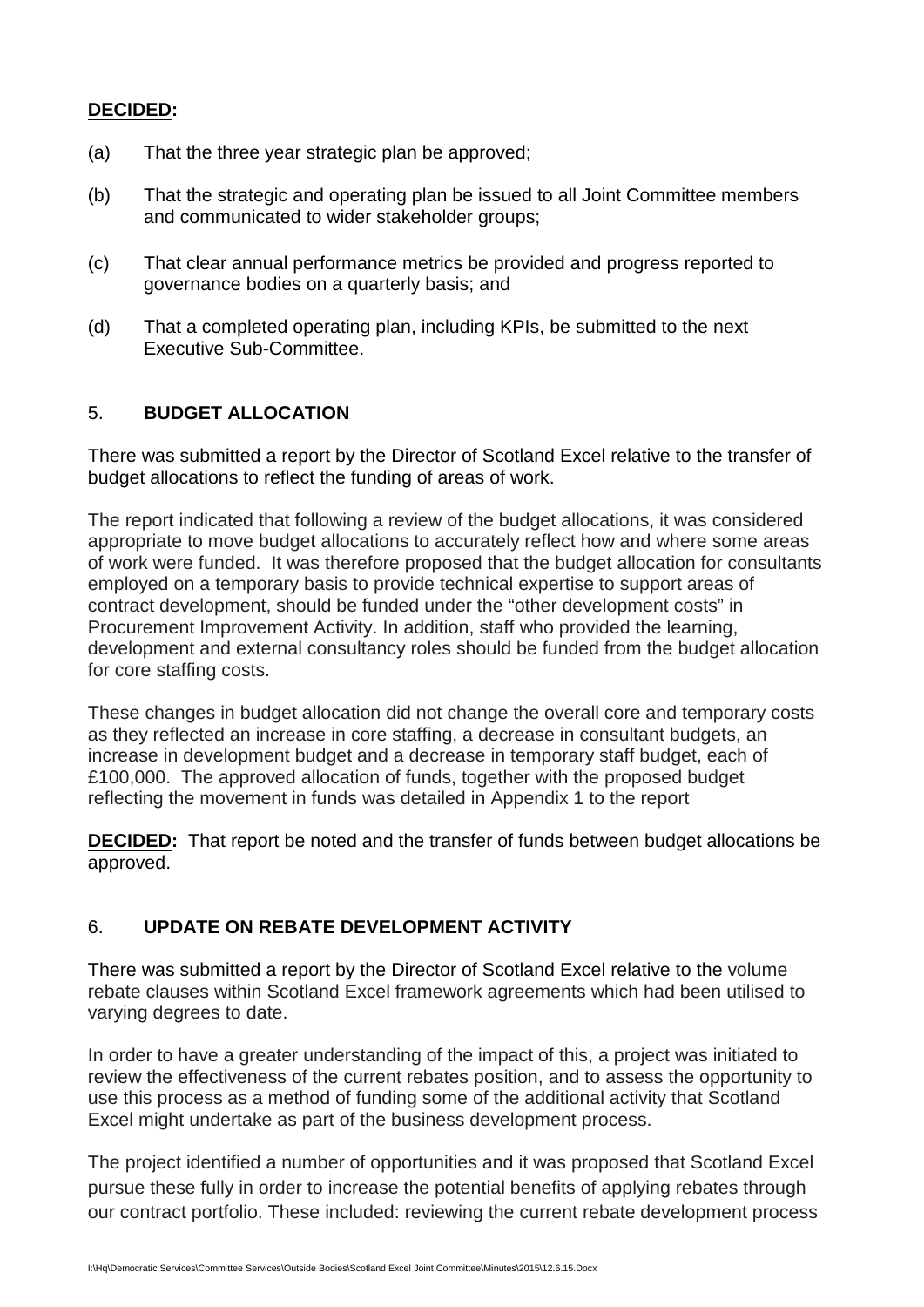**DECIDED:**

(a) That the three year strategic plan be approved;

(b) That the strategic and operating plan be issued to all Joint Committee members and communicated to wider stakeholder groups;

(c) That clear annual performance metrics be provided and progress reported to governance bodies on a quarterly basis; and

(d) That a completed operating plan, including KPIs, be submitted to the next Executive Sub-Committee.

## 5. BUDGET ALLOCATION

There was submitted a report by the Director of Scotland Excel relative to the transfer of budget allocations to reflect the funding of areas of work.

The report indicated that following a review of the budget allocations, it was considered appropriate to move budget allocations to accurately reflect how and where some areas of work were funded. It was therefore proposed that the budget allocation for consultants employed on a temporary basis to provide technical expertise to support areas of contract development, should be funded under the "other development costs" in Procurement Improvement Activity. In addition, staff who provided the learning, development and external consultancy roles should be funded from the budget allocation for core staffing costs.

These changes in budget allocation did not change the overall core and temporary costs as they reflected an increase in core staffing, a decrease in consultant budgets, an increase in development budget and a decrease in temporary staff budget, each of £100,000. The approved allocation of funds, together with the proposed budget reflecting the movement in funds was detailed in Appendix 1 to the report

**DECIDED:** That report be noted and the transfer of funds between budget allocations be approved.

## 6. UPDATE ON REBATE DEVELOPMENT ACTIVITY

There was submitted a report by the Director of Scotland Excel relative to the volume rebate clauses within Scotland Excel framework agreements which had been utilised to varying degrees to date.

In order to have a greater understanding of the impact of this, a project was initiated to review the effectiveness of the current rebates position, and to assess the opportunity to use this process as a method of funding some of the additional activity that Scotland Excel might undertake as part of the business development process.

The project identified a number of opportunities and it was proposed that Scotland Excel pursue these fully in order to increase the potential benefits of applying rebates through our contract portfolio. These included: reviewing the current rebate development process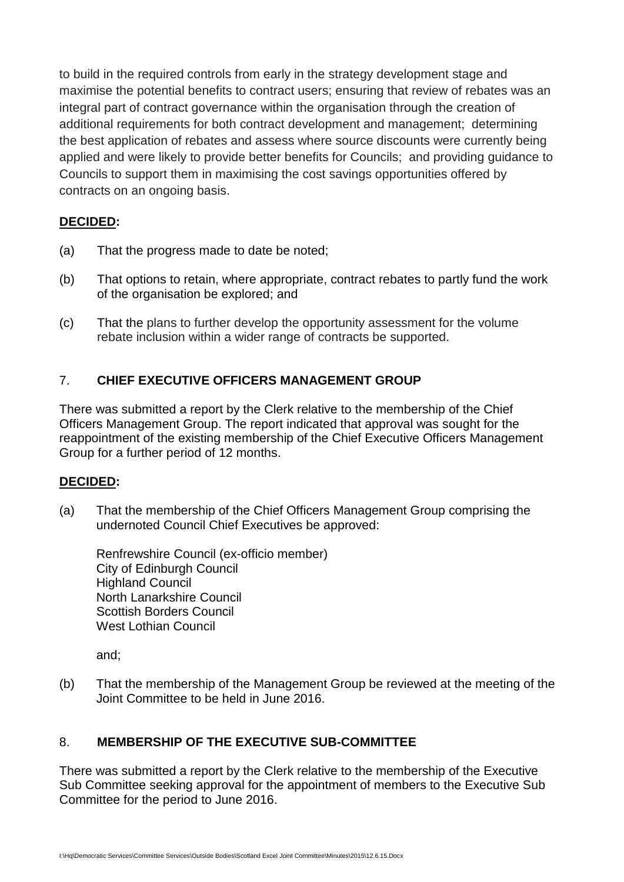to build in the required controls from early in the strategy development stage and maximise the potential benefits to contract users; ensuring that review of rebates was an integral part of contract governance within the organisation through the creation of additional requirements for both contract development and management; determining the best application of rebates and assess where source discounts were currently being applied and were likely to provide better benefits for Councils; and providing guidance to Councils to support them in maximising the cost savings opportunities offered by contracts on an ongoing basis.

**DECIDED:**

(a) That the progress made to date be noted;

(b) That options to retain, where appropriate, contract rebates to partly fund the work of the organisation be explored; and

(c) That the plans to further develop the opportunity assessment for the volume rebate inclusion within a wider range of contracts be supported.

## 7. CHIEF EXECUTIVE OFFICERS MANAGEMENT GROUP

There was submitted a report by the Clerk relative to the membership of the Chief Officers Management Group. The report indicated that approval was sought for the reappointment of the existing membership of the Chief Executive Officers Management Group for a further period of 12 months.

**DECIDED:**

(a) That the membership of the Chief Officers Management Group comprising the undernoted Council Chief Executives be approved:

Renfrewshire Council (ex-officio member)
City of Edinburgh Council
Highland Council
North Lanarkshire Council
Scottish Borders Council
West Lothian Council

and;

(b) That the membership of the Management Group be reviewed at the meeting of the Joint Committee to be held in June 2016.

## 8. MEMBERSHIP OF THE EXECUTIVE SUB-COMMITTEE

There was submitted a report by the Clerk relative to the membership of the Executive Sub Committee seeking approval for the appointment of members to the Executive Sub Committee for the period to June 2016.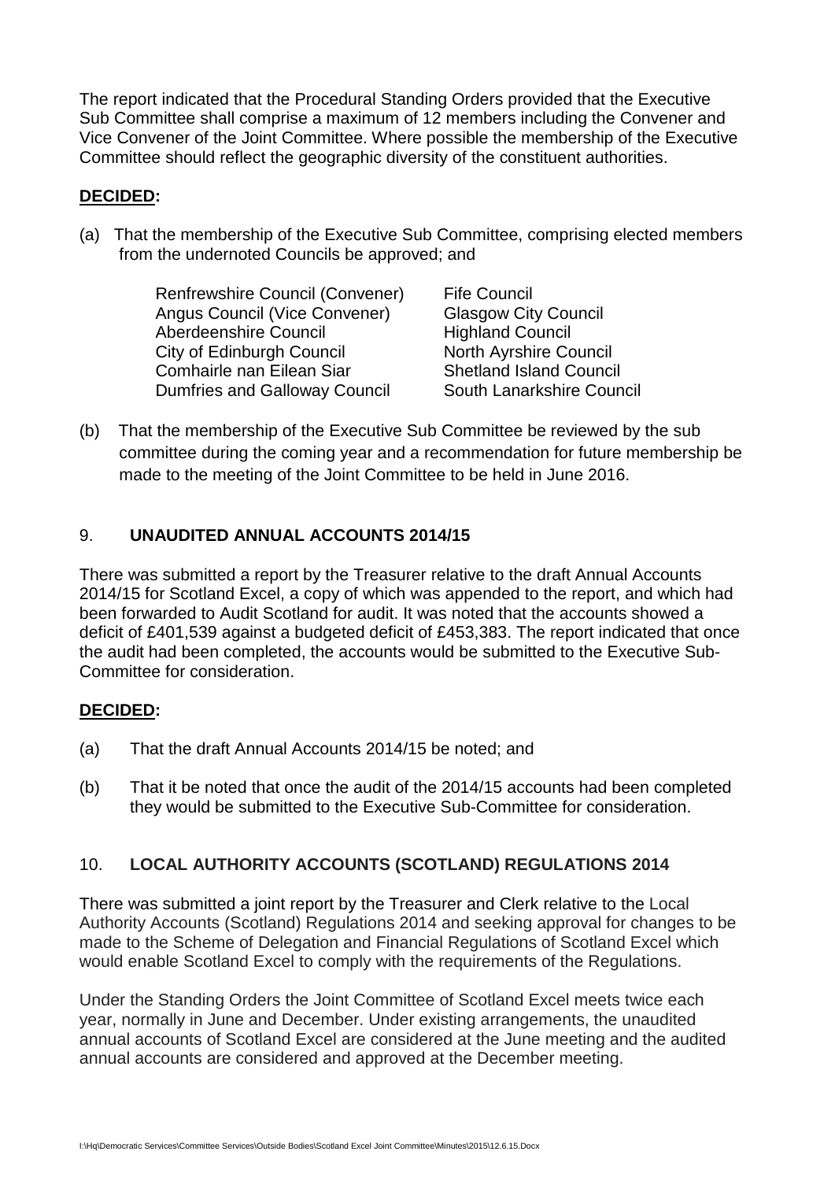The report indicated that the Procedural Standing Orders provided that the Executive Sub Committee shall comprise a maximum of 12 members including the Convener and Vice Convener of the Joint Committee. Where possible the membership of the Executive Committee should reflect the geographic diversity of the constituent authorities.

**DECIDED:**

(a) That the membership of the Executive Sub Committee, comprising elected members from the undernoted Councils be approved; and

| | |
|---|---|
| Renfrewshire Council (Convener) | Fife Council |
| Angus Council (Vice Convener) | Glasgow City Council |
| Aberdeenshire Council | Highland Council |
| City of Edinburgh Council | North Ayrshire Council |
| Comhairle nan Eilean Siar | Shetland Island Council |
| Dumfries and Galloway Council | South Lanarkshire Council |

(b) That the membership of the Executive Sub Committee be reviewed by the sub committee during the coming year and a recommendation for future membership be made to the meeting of the Joint Committee to be held in June 2016.

## 9. UNAUDITED ANNUAL ACCOUNTS 2014/15

There was submitted a report by the Treasurer relative to the draft Annual Accounts 2014/15 for Scotland Excel, a copy of which was appended to the report, and which had been forwarded to Audit Scotland for audit. It was noted that the accounts showed a deficit of £401,539 against a budgeted deficit of £453,383. The report indicated that once the audit had been completed, the accounts would be submitted to the Executive Sub-Committee for consideration.

**DECIDED:**

(a) That the draft Annual Accounts 2014/15 be noted; and

(b) That it be noted that once the audit of the 2014/15 accounts had been completed they would be submitted to the Executive Sub-Committee for consideration.

## 10. LOCAL AUTHORITY ACCOUNTS (SCOTLAND) REGULATIONS 2014

There was submitted a joint report by the Treasurer and Clerk relative to the Local Authority Accounts (Scotland) Regulations 2014 and seeking approval for changes to be made to the Scheme of Delegation and Financial Regulations of Scotland Excel which would enable Scotland Excel to comply with the requirements of the Regulations.

Under the Standing Orders the Joint Committee of Scotland Excel meets twice each year, normally in June and December. Under existing arrangements, the unaudited annual accounts of Scotland Excel are considered at the June meeting and the audited annual accounts are considered and approved at the December meeting.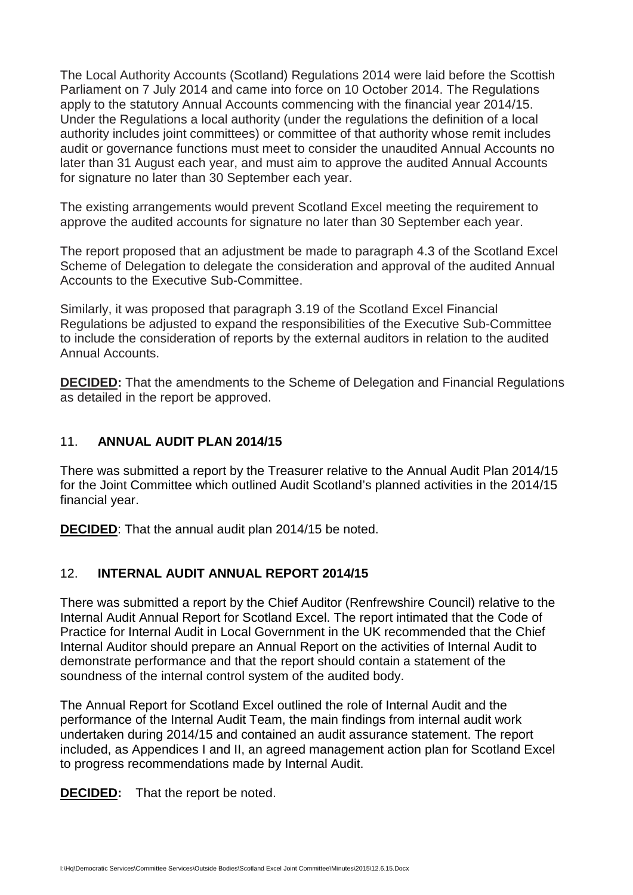The Local Authority Accounts (Scotland) Regulations 2014 were laid before the Scottish Parliament on 7 July 2014 and came into force on 10 October 2014. The Regulations apply to the statutory Annual Accounts commencing with the financial year 2014/15. Under the Regulations a local authority (under the regulations the definition of a local authority includes joint committees) or committee of that authority whose remit includes audit or governance functions must meet to consider the unaudited Annual Accounts no later than 31 August each year, and must aim to approve the audited Annual Accounts for signature no later than 30 September each year.

The existing arrangements would prevent Scotland Excel meeting the requirement to approve the audited accounts for signature no later than 30 September each year.

The report proposed that an adjustment be made to paragraph 4.3 of the Scotland Excel Scheme of Delegation to delegate the consideration and approval of the audited Annual Accounts to the Executive Sub-Committee.

Similarly, it was proposed that paragraph 3.19 of the Scotland Excel Financial Regulations be adjusted to expand the responsibilities of the Executive Sub-Committee to include the consideration of reports by the external auditors in relation to the audited Annual Accounts.

**DECIDED:** That the amendments to the Scheme of Delegation and Financial Regulations as detailed in the report be approved.

## 11. ANNUAL AUDIT PLAN 2014/15

There was submitted a report by the Treasurer relative to the Annual Audit Plan 2014/15 for the Joint Committee which outlined Audit Scotland's planned activities in the 2014/15 financial year.

**DECIDED**: That the annual audit plan 2014/15 be noted.

## 12. INTERNAL AUDIT ANNUAL REPORT 2014/15

There was submitted a report by the Chief Auditor (Renfrewshire Council) relative to the Internal Audit Annual Report for Scotland Excel. The report intimated that the Code of Practice for Internal Audit in Local Government in the UK recommended that the Chief Internal Auditor should prepare an Annual Report on the activities of Internal Audit to demonstrate performance and that the report should contain a statement of the soundness of the internal control system of the audited body.

The Annual Report for Scotland Excel outlined the role of Internal Audit and the performance of the Internal Audit Team, the main findings from internal audit work undertaken during 2014/15 and contained an audit assurance statement. The report included, as Appendices I and II, an agreed management action plan for Scotland Excel to progress recommendations made by Internal Audit.

**DECIDED:** That the report be noted.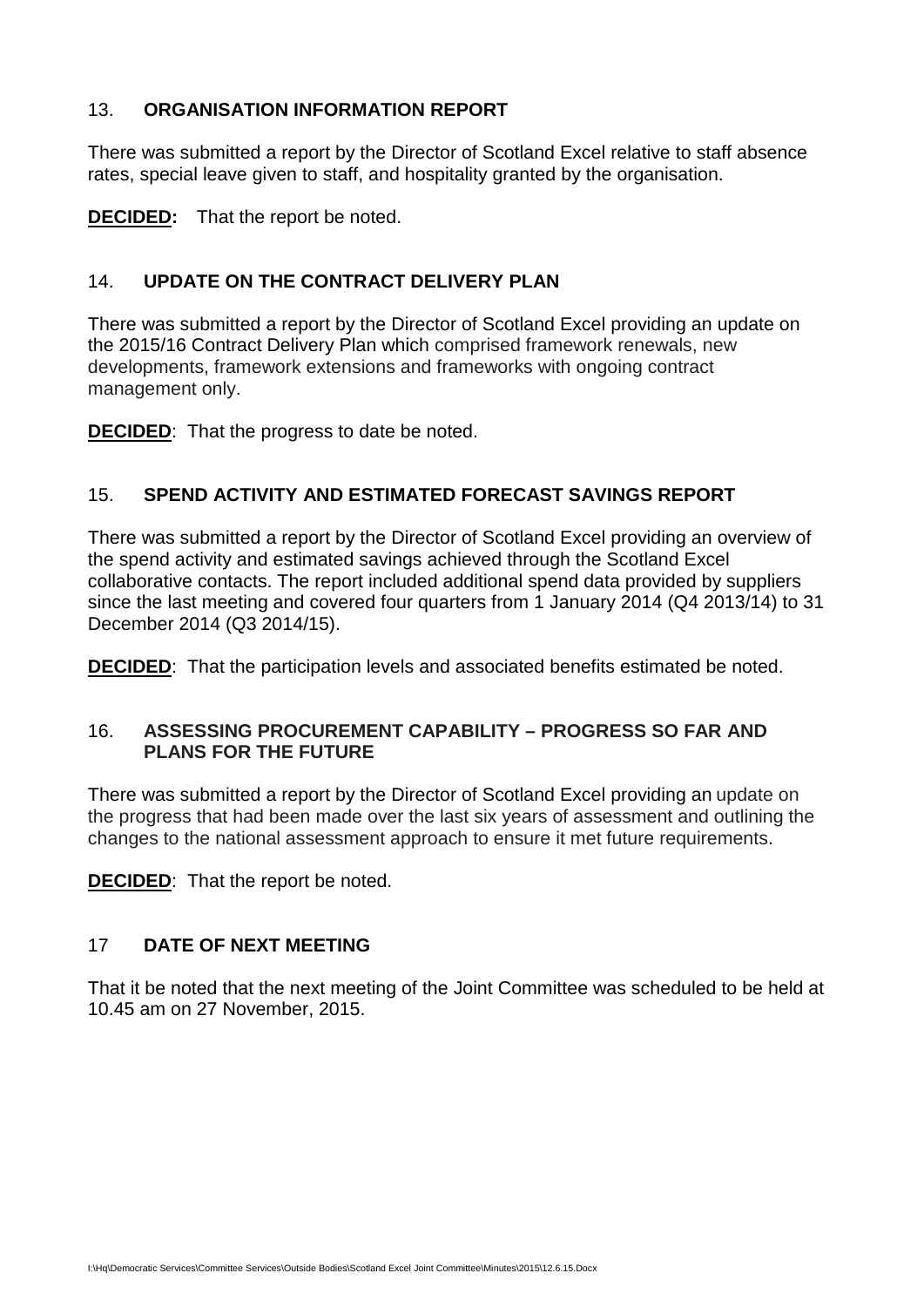## 13. ORGANISATION INFORMATION REPORT

There was submitted a report by the Director of Scotland Excel relative to staff absence rates, special leave given to staff, and hospitality granted by the organisation.

**DECIDED:** That the report be noted.

## 14. UPDATE ON THE CONTRACT DELIVERY PLAN

There was submitted a report by the Director of Scotland Excel providing an update on the 2015/16 Contract Delivery Plan which comprised framework renewals, new developments, framework extensions and frameworks with ongoing contract management only.

**DECIDED**: That the progress to date be noted.

## 15. SPEND ACTIVITY AND ESTIMATED FORECAST SAVINGS REPORT

There was submitted a report by the Director of Scotland Excel providing an overview of the spend activity and estimated savings achieved through the Scotland Excel collaborative contacts. The report included additional spend data provided by suppliers since the last meeting and covered four quarters from 1 January 2014 (Q4 2013/14) to 31 December 2014 (Q3 2014/15).

**DECIDED**: That the participation levels and associated benefits estimated be noted.

## 16. ASSESSING PROCUREMENT CAPABILITY – PROGRESS SO FAR AND PLANS FOR THE FUTURE

There was submitted a report by the Director of Scotland Excel providing an update on the progress that had been made over the last six years of assessment and outlining the changes to the national assessment approach to ensure it met future requirements.

**DECIDED**: That the report be noted.

## 17 DATE OF NEXT MEETING

That it be noted that the next meeting of the Joint Committee was scheduled to be held at 10.45 am on 27 November, 2015.

I:\Hq\Democratic Services\Committee Services\Outside Bodies\Scotland Excel Joint Committee\Minutes\2015\12.6.15.Docx